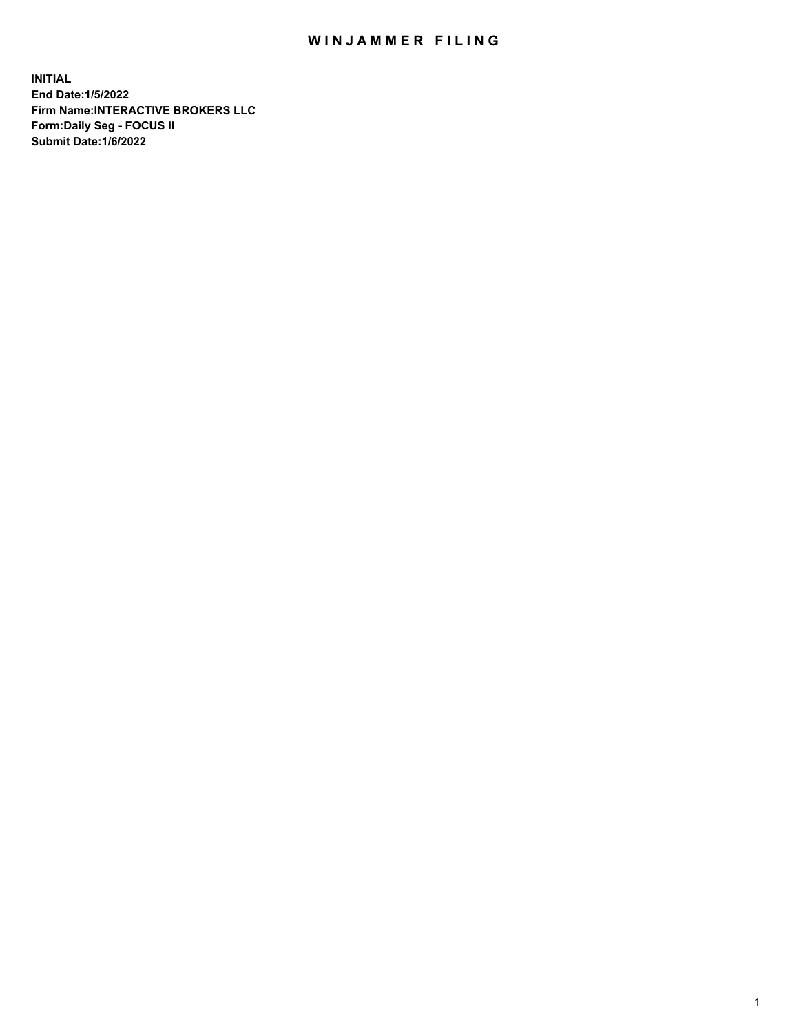# WINJAMMER FILING

**INITIAL**
**End Date:1/5/2022**
**Firm Name:INTERACTIVE BROKERS LLC**
**Form:Daily Seg - FOCUS II**
**Submit Date:1/6/2022**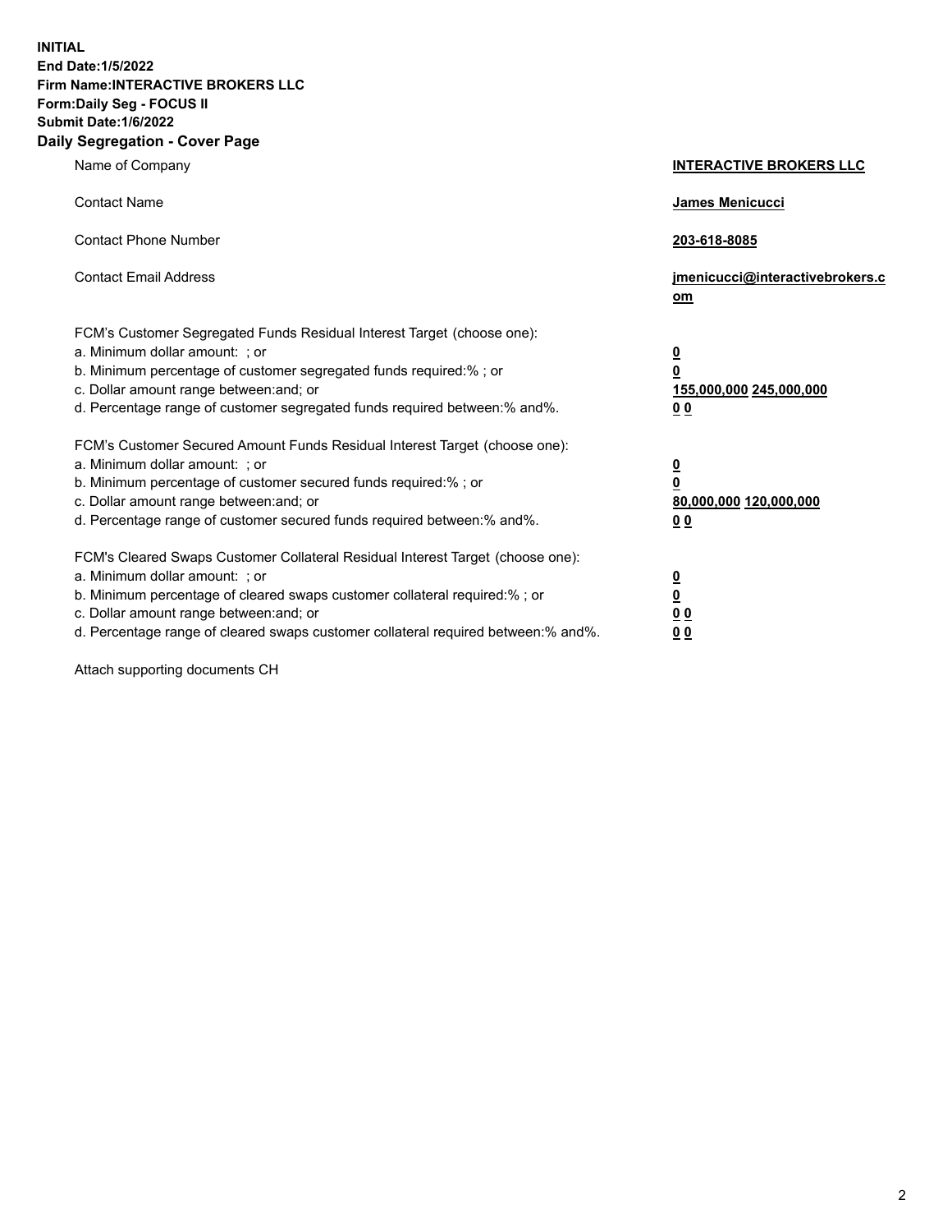**INITIAL**
**End Date:1/5/2022**
**Firm Name:INTERACTIVE BROKERS LLC**
**Form:Daily Seg - FOCUS II**
**Submit Date:1/6/2022**

## Daily Segregation - Cover Page

| | |
|---|---|
| Name of Company | **INTERACTIVE BROKERS LLC** |
| Contact Name | **James Menicucci** |
| Contact Phone Number | **203-618-8085** |
| Contact Email Address | **jmenicucci@interactivebrokers.com** |

FCM's Customer Segregated Funds Residual Interest Target (choose one):

| | |
|---|---|
| a. Minimum dollar amount: ; or | **0** |
| b. Minimum percentage of customer segregated funds required:% ; or | **0** |
| c. Dollar amount range between:and; or | **155,000,000** **245,000,000** |
| d. Percentage range of customer segregated funds required between:% and%. | **0** **0** |

FCM's Customer Secured Amount Funds Residual Interest Target (choose one):

| | |
|---|---|
| a. Minimum dollar amount: ; or | **0** |
| b. Minimum percentage of customer secured funds required:% ; or | **0** |
| c. Dollar amount range between:and; or | **80,000,000** **120,000,000** |
| d. Percentage range of customer secured funds required between:% and%. | **0** **0** |

FCM's Cleared Swaps Customer Collateral Residual Interest Target (choose one):

| | |
|---|---|
| a. Minimum dollar amount: ; or | **0** |
| b. Minimum percentage of cleared swaps customer collateral required:% ; or | **0** |
| c. Dollar amount range between:and; or | **0** **0** |
| d. Percentage range of cleared swaps customer collateral required between:% and%. | **0** **0** |

Attach supporting documents CH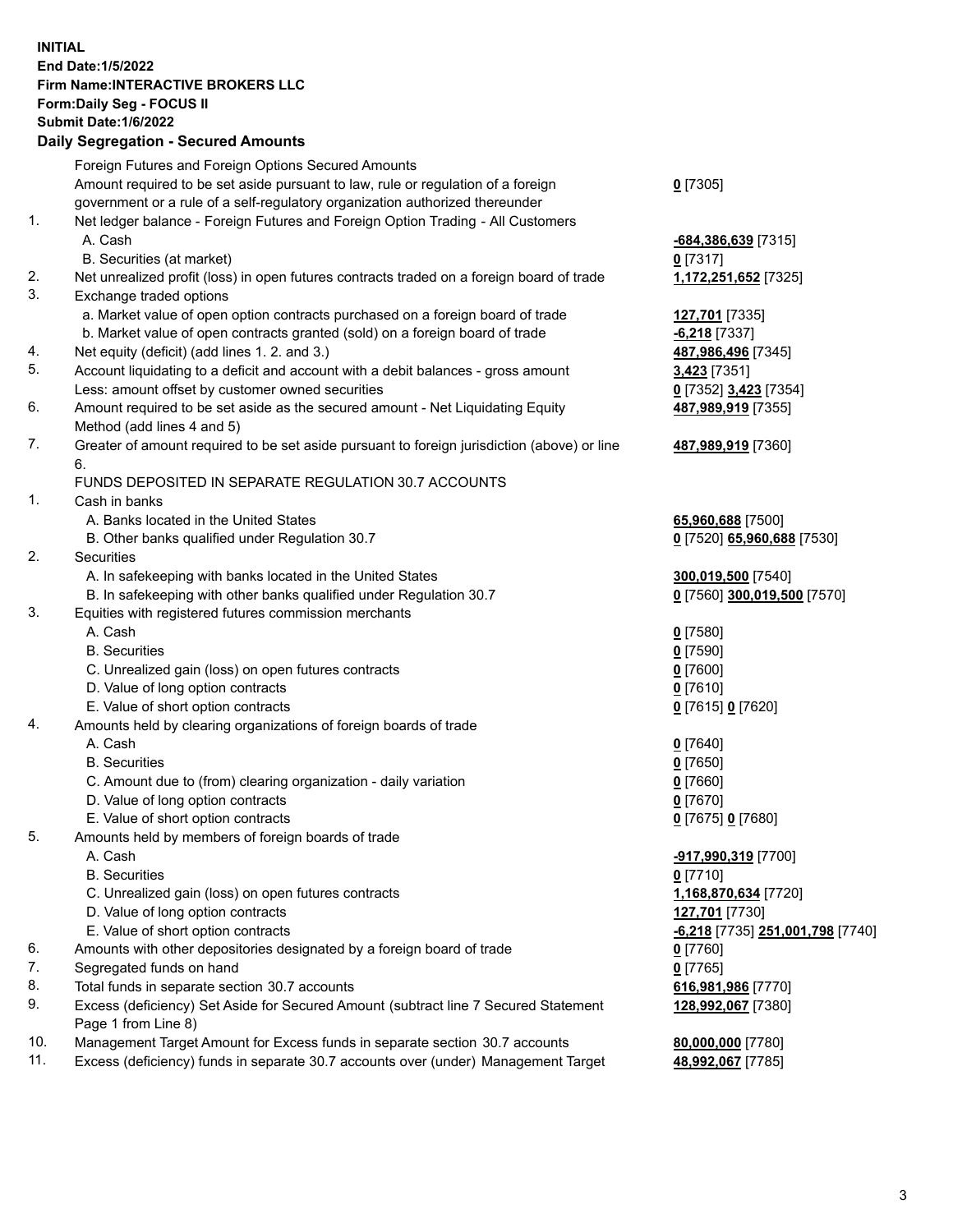**INITIAL**
**End Date:1/5/2022**
**Firm Name:INTERACTIVE BROKERS LLC**
**Form:Daily Seg - FOCUS II**
**Submit Date:1/6/2022**

### Daily Segregation - Secured Amounts

| | | |
|---|---|---|
| | Foreign Futures and Foreign Options Secured Amounts | |
| | Amount required to be set aside pursuant to law, rule or regulation of a foreign government or a rule of a self-regulatory organization authorized thereunder | **0** [7305] |
| 1. | Net ledger balance - Foreign Futures and Foreign Option Trading - All Customers | |
| | A. Cash | **-684,386,639** [7315] |
| | B. Securities (at market) | **0** [7317] |
| 2. | Net unrealized profit (loss) in open futures contracts traded on a foreign board of trade | **1,172,251,652** [7325] |
| 3. | Exchange traded options | |
| | a. Market value of open option contracts purchased on a foreign board of trade | **127,701** [7335] |
| | b. Market value of open contracts granted (sold) on a foreign board of trade | **-6,218** [7337] |
| 4. | Net equity (deficit) (add lines 1. 2. and 3.) | **487,986,496** [7345] |
| 5. | Account liquidating to a deficit and account with a debit balances - gross amount | **3,423** [7351] |
| | Less: amount offset by customer owned securities | **0** [7352] **3,423** [7354] |
| 6. | Amount required to be set aside as the secured amount - Net Liquidating Equity Method (add lines 4 and 5) | **487,989,919** [7355] |
| 7. | Greater of amount required to be set aside pursuant to foreign jurisdiction (above) or line 6. | **487,989,919** [7360] |
| | FUNDS DEPOSITED IN SEPARATE REGULATION 30.7 ACCOUNTS | |
| 1. | Cash in banks | |
| | A. Banks located in the United States | **65,960,688** [7500] |
| | B. Other banks qualified under Regulation 30.7 | **0** [7520] **65,960,688** [7530] |
| 2. | Securities | |
| | A. In safekeeping with banks located in the United States | **300,019,500** [7540] |
| | B. In safekeeping with other banks qualified under Regulation 30.7 | **0** [7560] **300,019,500** [7570] |
| 3. | Equities with registered futures commission merchants | |
| | A. Cash | **0** [7580] |
| | B. Securities | **0** [7590] |
| | C. Unrealized gain (loss) on open futures contracts | **0** [7600] |
| | D. Value of long option contracts | **0** [7610] |
| | E. Value of short option contracts | **0** [7615] **0** [7620] |
| 4. | Amounts held by clearing organizations of foreign boards of trade | |
| | A. Cash | **0** [7640] |
| | B. Securities | **0** [7650] |
| | C. Amount due to (from) clearing organization - daily variation | **0** [7660] |
| | D. Value of long option contracts | **0** [7670] |
| | E. Value of short option contracts | **0** [7675] **0** [7680] |
| 5. | Amounts held by members of foreign boards of trade | |
| | A. Cash | **-917,990,319** [7700] |
| | B. Securities | **0** [7710] |
| | C. Unrealized gain (loss) on open futures contracts | **1,168,870,634** [7720] |
| | D. Value of long option contracts | **127,701** [7730] |
| | E. Value of short option contracts | **-6,218** [7735] **251,001,798** [7740] |
| 6. | Amounts with other depositories designated by a foreign board of trade | **0** [7760] |
| 7. | Segregated funds on hand | **0** [7765] |
| 8. | Total funds in separate section 30.7 accounts | **616,981,986** [7770] |
| 9. | Excess (deficiency) Set Aside for Secured Amount (subtract line 7 Secured Statement Page 1 from Line 8) | **128,992,067** [7380] |
| 10. | Management Target Amount for Excess funds in separate section 30.7 accounts | **80,000,000** [7780] |
| 11. | Excess (deficiency) funds in separate 30.7 accounts over (under) Management Target | **48,992,067** [7785] |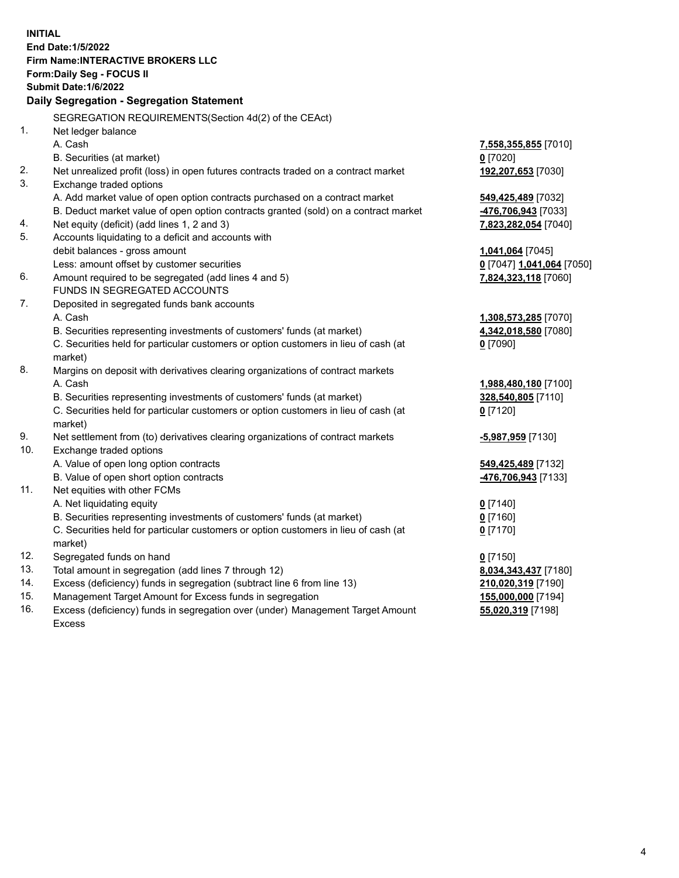**INITIAL**
**End Date:1/5/2022**
**Firm Name:INTERACTIVE BROKERS LLC**
**Form:Daily Seg - FOCUS II**
**Submit Date:1/6/2022**

**Daily Segregation - Segregation Statement**

| | | |
|---|---|---|
| | SEGREGATION REQUIREMENTS(Section 4d(2) of the CEAct) | |
| 1. | Net ledger balance | |
| | A. Cash | **7,558,355,855** [7010] |
| | B. Securities (at market) | **0** [7020] |
| 2. | Net unrealized profit (loss) in open futures contracts traded on a contract market | **192,207,653** [7030] |
| 3. | Exchange traded options | |
| | A. Add market value of open option contracts purchased on a contract market | **549,425,489** [7032] |
| | B. Deduct market value of open option contracts granted (sold) on a contract market | **-476,706,943** [7033] |
| 4. | Net equity (deficit) (add lines 1, 2 and 3) | **7,823,282,054** [7040] |
| 5. | Accounts liquidating to a deficit and accounts with | |
| | debit balances - gross amount | **1,041,064** [7045] |
| | Less: amount offset by customer securities | **0** [7047] **1,041,064** [7050] |
| 6. | Amount required to be segregated (add lines 4 and 5) | **7,824,323,118** [7060] |
| | FUNDS IN SEGREGATED ACCOUNTS | |
| 7. | Deposited in segregated funds bank accounts | |
| | A. Cash | **1,308,573,285** [7070] |
| | B. Securities representing investments of customers' funds (at market) | **4,342,018,580** [7080] |
| | C. Securities held for particular customers or option customers in lieu of cash (at market) | **0** [7090] |
| 8. | Margins on deposit with derivatives clearing organizations of contract markets | |
| | A. Cash | **1,988,480,180** [7100] |
| | B. Securities representing investments of customers' funds (at market) | **328,540,805** [7110] |
| | C. Securities held for particular customers or option customers in lieu of cash (at market) | **0** [7120] |
| 9. | Net settlement from (to) derivatives clearing organizations of contract markets | **-5,987,959** [7130] |
| 10. | Exchange traded options | |
| | A. Value of open long option contracts | **549,425,489** [7132] |
| | B. Value of open short option contracts | **-476,706,943** [7133] |
| 11. | Net equities with other FCMs | |
| | A. Net liquidating equity | **0** [7140] |
| | B. Securities representing investments of customers' funds (at market) | **0** [7160] |
| | C. Securities held for particular customers or option customers in lieu of cash (at market) | **0** [7170] |
| 12. | Segregated funds on hand | **0** [7150] |
| 13. | Total amount in segregation (add lines 7 through 12) | **8,034,343,437** [7180] |
| 14. | Excess (deficiency) funds in segregation (subtract line 6 from line 13) | **210,020,319** [7190] |
| 15. | Management Target Amount for Excess funds in segregation | **155,000,000** [7194] |
| 16. | Excess (deficiency) funds in segregation over (under) Management Target Amount Excess | **55,020,319** [7198] |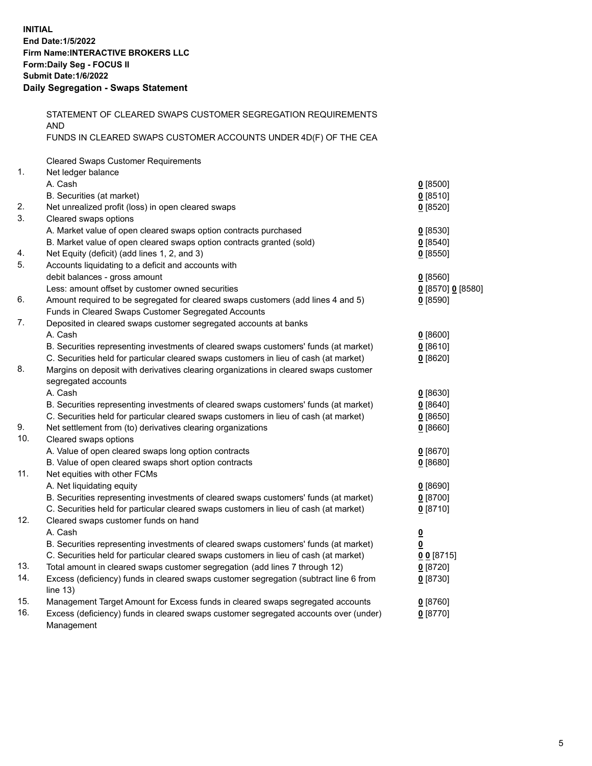**INITIAL**
**End Date:1/5/2022**
**Firm Name:INTERACTIVE BROKERS LLC**
**Form:Daily Seg - FOCUS II**
**Submit Date:1/6/2022**
**Daily Segregation - Swaps Statement**

STATEMENT OF CLEARED SWAPS CUSTOMER SEGREGATION REQUIREMENTS AND FUNDS IN CLEARED SWAPS CUSTOMER ACCOUNTS UNDER 4D(F) OF THE CEA

| | | |
|---|---|---|
| | Cleared Swaps Customer Requirements | |
| 1. | Net ledger balance | |
| | A. Cash | 0 [8500] |
| | B. Securities (at market) | 0 [8510] |
| 2. | Net unrealized profit (loss) in open cleared swaps | 0 [8520] |
| 3. | Cleared swaps options | |
| | A. Market value of open cleared swaps option contracts purchased | 0 [8530] |
| | B. Market value of open cleared swaps option contracts granted (sold) | 0 [8540] |
| 4. | Net Equity (deficit) (add lines 1, 2, and 3) | 0 [8550] |
| 5. | Accounts liquidating to a deficit and accounts with debit balances - gross amount | 0 [8560] |
| | Less: amount offset by customer owned securities | 0 [8570] 0 [8580] |
| 6. | Amount required to be segregated for cleared swaps customers (add lines 4 and 5) | 0 [8590] |
| | Funds in Cleared Swaps Customer Segregated Accounts | |
| 7. | Deposited in cleared swaps customer segregated accounts at banks | |
| | A. Cash | 0 [8600] |
| | B. Securities representing investments of cleared swaps customers' funds (at market) | 0 [8610] |
| | C. Securities held for particular cleared swaps customers in lieu of cash (at market) | 0 [8620] |
| 8. | Margins on deposit with derivatives clearing organizations in cleared swaps customer segregated accounts | |
| | A. Cash | 0 [8630] |
| | B. Securities representing investments of cleared swaps customers' funds (at market) | 0 [8640] |
| | C. Securities held for particular cleared swaps customers in lieu of cash (at market) | 0 [8650] |
| 9. | Net settlement from (to) derivatives clearing organizations | 0 [8660] |
| 10. | Cleared swaps options | |
| | A. Value of open cleared swaps long option contracts | 0 [8670] |
| | B. Value of open cleared swaps short option contracts | 0 [8680] |
| 11. | Net equities with other FCMs | |
| | A. Net liquidating equity | 0 [8690] |
| | B. Securities representing investments of cleared swaps customers' funds (at market) | 0 [8700] |
| | C. Securities held for particular cleared swaps customers in lieu of cash (at market) | 0 [8710] |
| 12. | Cleared swaps customer funds on hand | |
| | A. Cash | 0 |
| | B. Securities representing investments of cleared swaps customers' funds (at market) | 0 |
| | C. Securities held for particular cleared swaps customers in lieu of cash (at market) | 0 0 [8715] |
| 13. | Total amount in cleared swaps customer segregation (add lines 7 through 12) | 0 [8720] |
| 14. | Excess (deficiency) funds in cleared swaps customer segregation (subtract line 6 from line 13) | 0 [8730] |
| 15. | Management Target Amount for Excess funds in cleared swaps segregated accounts | 0 [8760] |
| 16. | Excess (deficiency) funds in cleared swaps customer segregated accounts over (under) Management | 0 [8770] |